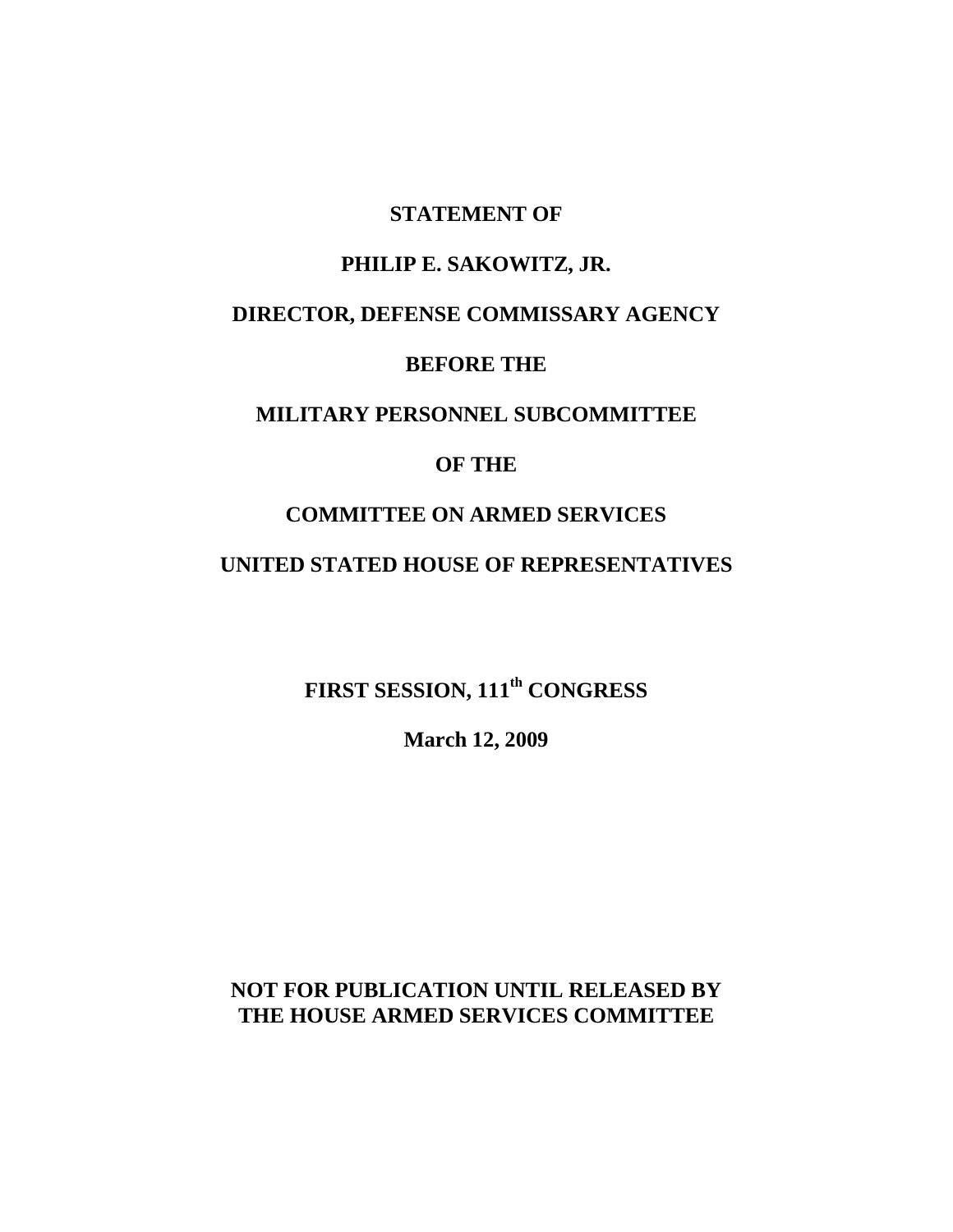**STATEMENT OF**

**PHILIP E. SAKOWITZ, JR.**

**DIRECTOR, DEFENSE COMMISSARY AGENCY**

**BEFORE THE**

**MILITARY PERSONNEL SUBCOMMITTEE**

**OF THE**

**COMMITTEE ON ARMED SERVICES**

**UNITED STATED HOUSE OF REPRESENTATIVES**

**FIRST SESSION, 111th CONGRESS**

**March 12, 2009**

**NOT FOR PUBLICATION UNTIL RELEASED BY THE HOUSE ARMED SERVICES COMMITTEE**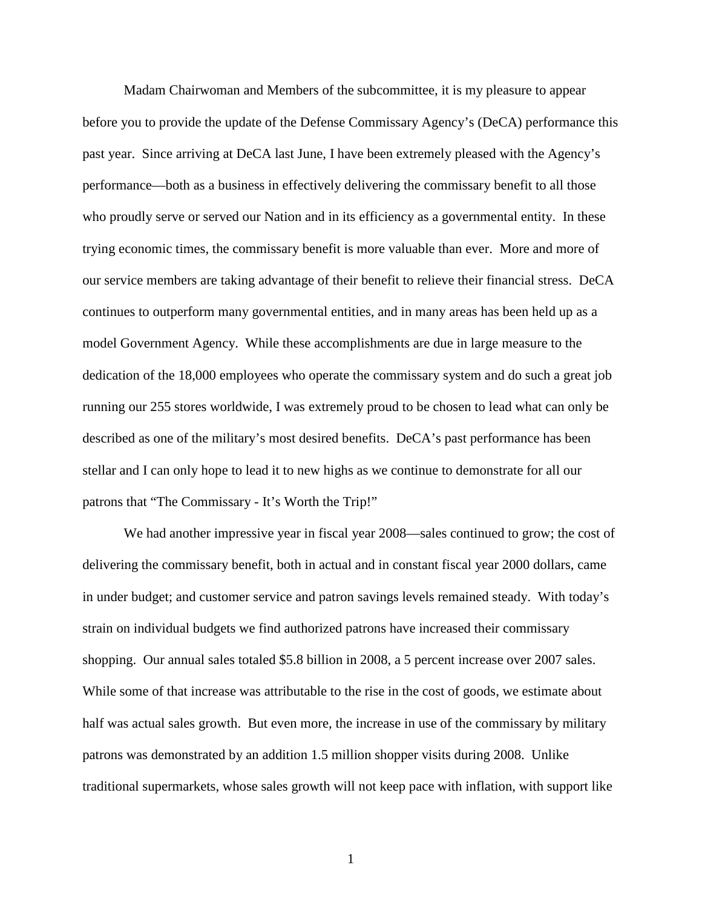Madam Chairwoman and Members of the subcommittee, it is my pleasure to appear before you to provide the update of the Defense Commissary Agency's (DeCA) performance this past year. Since arriving at DeCA last June, I have been extremely pleased with the Agency's performance—both as a business in effectively delivering the commissary benefit to all those who proudly serve or served our Nation and in its efficiency as a governmental entity. In these trying economic times, the commissary benefit is more valuable than ever. More and more of our service members are taking advantage of their benefit to relieve their financial stress. DeCA continues to outperform many governmental entities, and in many areas has been held up as a model Government Agency. While these accomplishments are due in large measure to the dedication of the 18,000 employees who operate the commissary system and do such a great job running our 255 stores worldwide, I was extremely proud to be chosen to lead what can only be described as one of the military's most desired benefits. DeCA's past performance has been stellar and I can only hope to lead it to new highs as we continue to demonstrate for all our patrons that "The Commissary - It's Worth the Trip!"

We had another impressive year in fiscal year 2008—sales continued to grow; the cost of delivering the commissary benefit, both in actual and in constant fiscal year 2000 dollars, came in under budget; and customer service and patron savings levels remained steady. With today's strain on individual budgets we find authorized patrons have increased their commissary shopping. Our annual sales totaled $5.8 billion in 2008, a 5 percent increase over 2007 sales. While some of that increase was attributable to the rise in the cost of goods, we estimate about half was actual sales growth. But even more, the increase in use of the commissary by military patrons was demonstrated by an addition 1.5 million shopper visits during 2008. Unlike traditional supermarkets, whose sales growth will not keep pace with inflation, with support like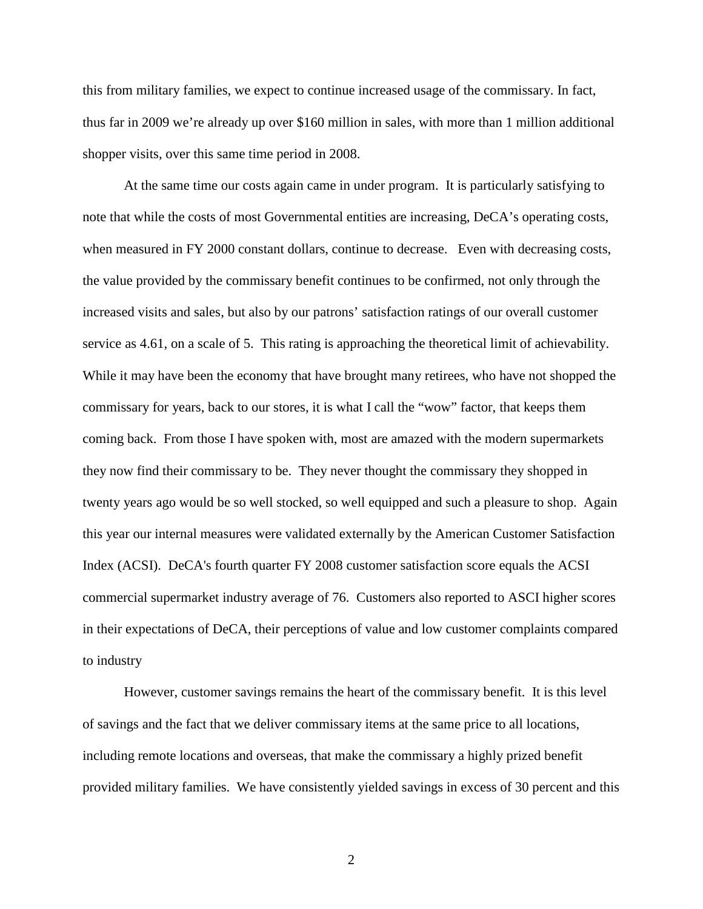this from military families, we expect to continue increased usage of the commissary. In fact, thus far in 2009 we're already up over $160 million in sales, with more than 1 million additional shopper visits, over this same time period in 2008.

At the same time our costs again came in under program. It is particularly satisfying to note that while the costs of most Governmental entities are increasing, DeCA's operating costs, when measured in FY 2000 constant dollars, continue to decrease. Even with decreasing costs, the value provided by the commissary benefit continues to be confirmed, not only through the increased visits and sales, but also by our patrons' satisfaction ratings of our overall customer service as 4.61, on a scale of 5. This rating is approaching the theoretical limit of achievability. While it may have been the economy that have brought many retirees, who have not shopped the commissary for years, back to our stores, it is what I call the "wow" factor, that keeps them coming back. From those I have spoken with, most are amazed with the modern supermarkets they now find their commissary to be. They never thought the commissary they shopped in twenty years ago would be so well stocked, so well equipped and such a pleasure to shop. Again this year our internal measures were validated externally by the American Customer Satisfaction Index (ACSI). DeCA's fourth quarter FY 2008 customer satisfaction score equals the ACSI commercial supermarket industry average of 76. Customers also reported to ASCI higher scores in their expectations of DeCA, their perceptions of value and low customer complaints compared to industry

However, customer savings remains the heart of the commissary benefit. It is this level of savings and the fact that we deliver commissary items at the same price to all locations, including remote locations and overseas, that make the commissary a highly prized benefit provided military families. We have consistently yielded savings in excess of 30 percent and this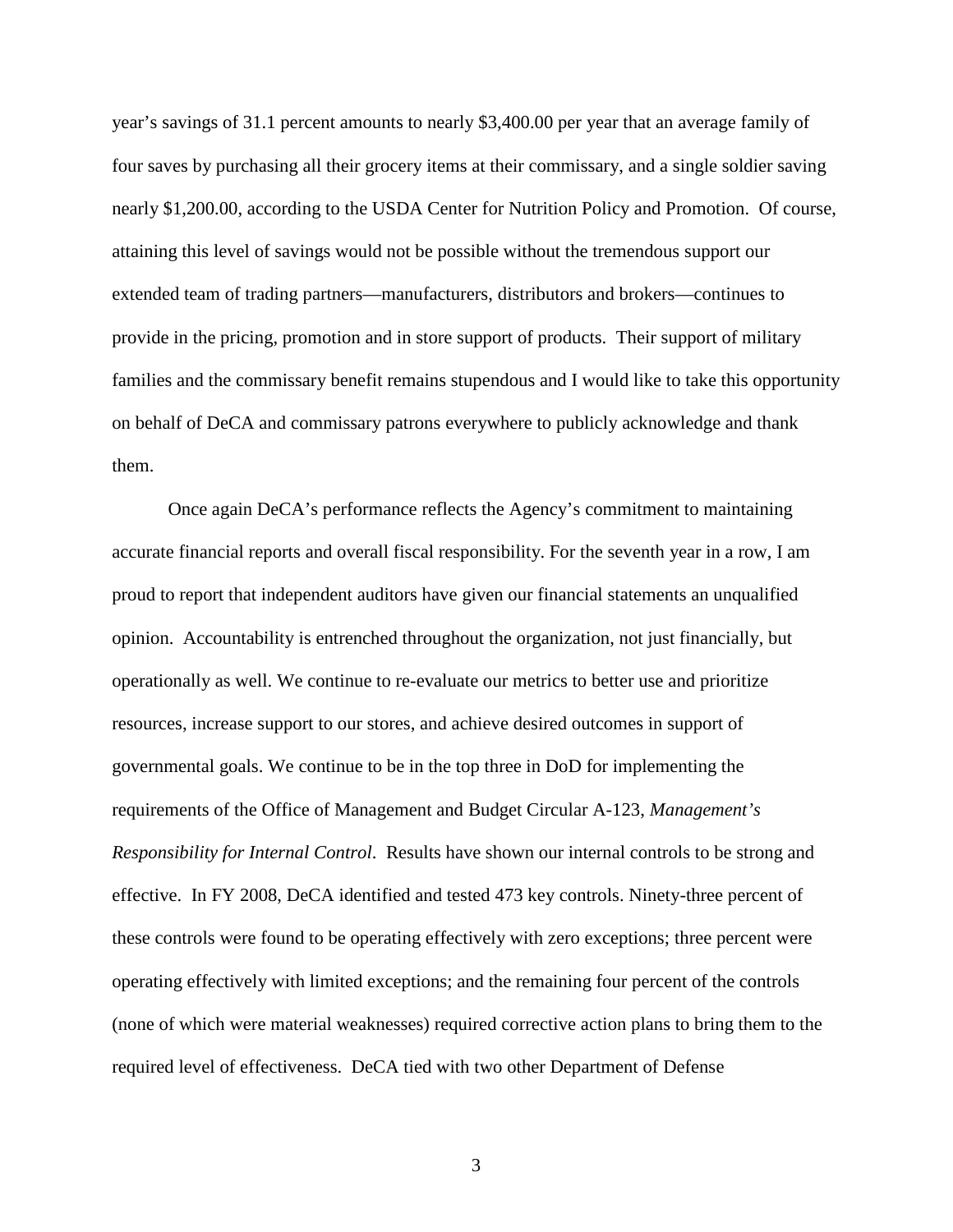year's savings of 31.1 percent amounts to nearly $3,400.00 per year that an average family of four saves by purchasing all their grocery items at their commissary, and a single soldier saving nearly $1,200.00, according to the USDA Center for Nutrition Policy and Promotion. Of course, attaining this level of savings would not be possible without the tremendous support our extended team of trading partners—manufacturers, distributors and brokers—continues to provide in the pricing, promotion and in store support of products. Their support of military families and the commissary benefit remains stupendous and I would like to take this opportunity on behalf of DeCA and commissary patrons everywhere to publicly acknowledge and thank them.

Once again DeCA's performance reflects the Agency's commitment to maintaining accurate financial reports and overall fiscal responsibility. For the seventh year in a row, I am proud to report that independent auditors have given our financial statements an unqualified opinion. Accountability is entrenched throughout the organization, not just financially, but operationally as well. We continue to re-evaluate our metrics to better use and prioritize resources, increase support to our stores, and achieve desired outcomes in support of governmental goals. We continue to be in the top three in DoD for implementing the requirements of the Office of Management and Budget Circular A-123, *Management's Responsibility for Internal Control*. Results have shown our internal controls to be strong and effective. In FY 2008, DeCA identified and tested 473 key controls. Ninety-three percent of these controls were found to be operating effectively with zero exceptions; three percent were operating effectively with limited exceptions; and the remaining four percent of the controls (none of which were material weaknesses) required corrective action plans to bring them to the required level of effectiveness. DeCA tied with two other Department of Defense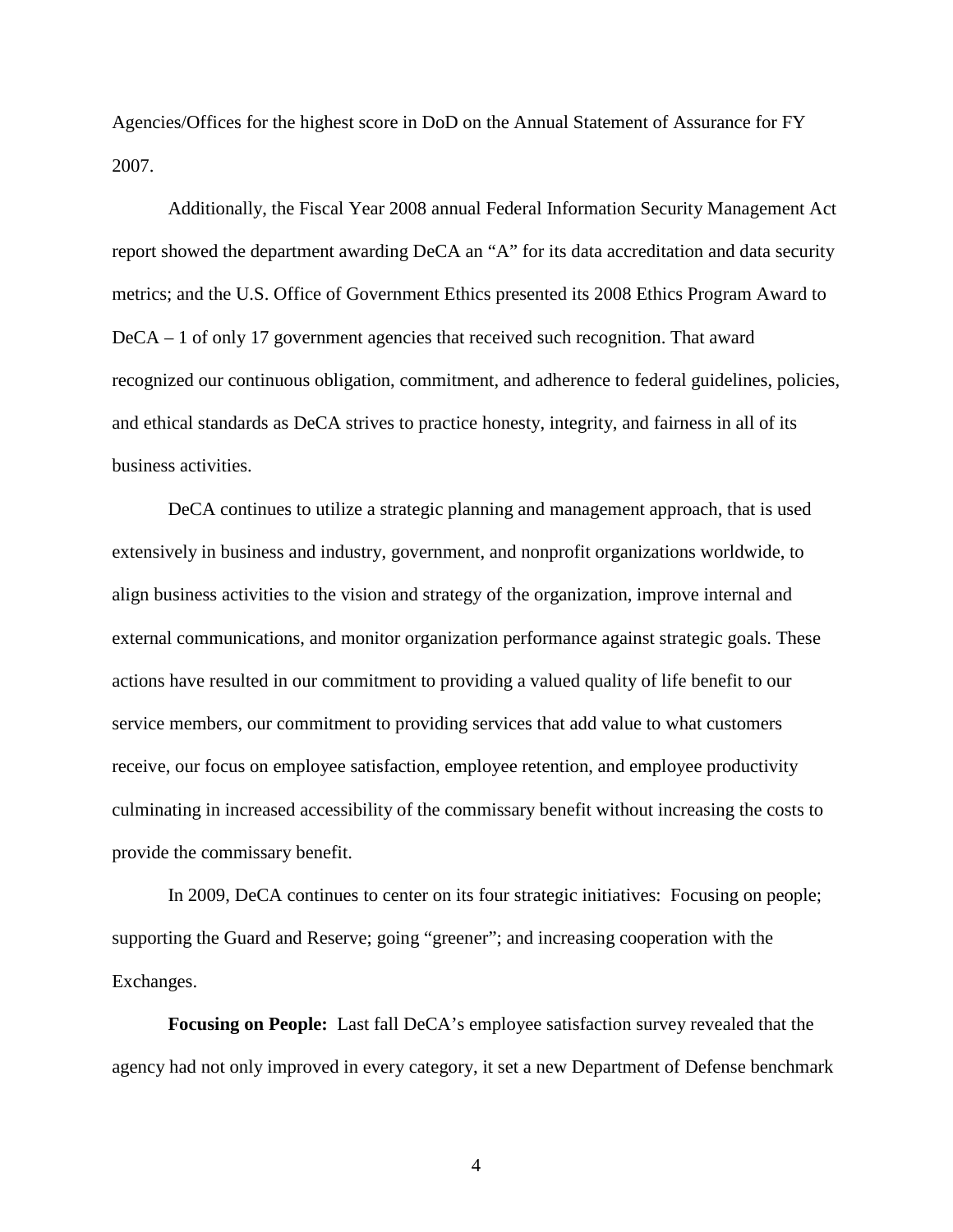Agencies/Offices for the highest score in DoD on the Annual Statement of Assurance for FY 2007.

Additionally, the Fiscal Year 2008 annual Federal Information Security Management Act report showed the department awarding DeCA an "A" for its data accreditation and data security metrics; and the U.S. Office of Government Ethics presented its 2008 Ethics Program Award to DeCA – 1 of only 17 government agencies that received such recognition. That award recognized our continuous obligation, commitment, and adherence to federal guidelines, policies, and ethical standards as DeCA strives to practice honesty, integrity, and fairness in all of its business activities.

DeCA continues to utilize a strategic planning and management approach, that is used extensively in business and industry, government, and nonprofit organizations worldwide, to align business activities to the vision and strategy of the organization, improve internal and external communications, and monitor organization performance against strategic goals. These actions have resulted in our commitment to providing a valued quality of life benefit to our service members, our commitment to providing services that add value to what customers receive, our focus on employee satisfaction, employee retention, and employee productivity culminating in increased accessibility of the commissary benefit without increasing the costs to provide the commissary benefit.

In 2009, DeCA continues to center on its four strategic initiatives: Focusing on people; supporting the Guard and Reserve; going "greener"; and increasing cooperation with the Exchanges.

**Focusing on People:** Last fall DeCA's employee satisfaction survey revealed that the agency had not only improved in every category, it set a new Department of Defense benchmark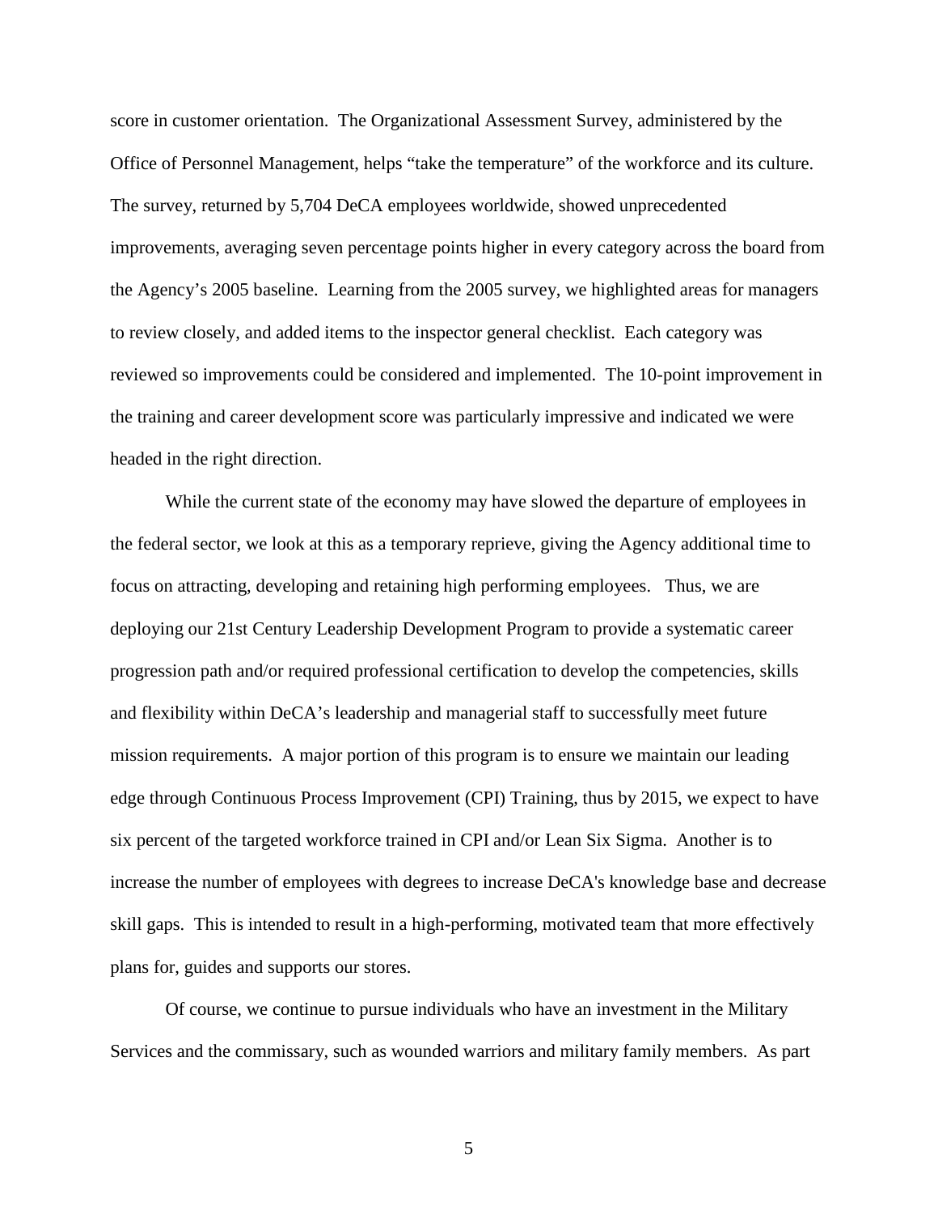score in customer orientation. The Organizational Assessment Survey, administered by the Office of Personnel Management, helps "take the temperature" of the workforce and its culture. The survey, returned by 5,704 DeCA employees worldwide, showed unprecedented improvements, averaging seven percentage points higher in every category across the board from the Agency's 2005 baseline. Learning from the 2005 survey, we highlighted areas for managers to review closely, and added items to the inspector general checklist. Each category was reviewed so improvements could be considered and implemented. The 10-point improvement in the training and career development score was particularly impressive and indicated we were headed in the right direction.

While the current state of the economy may have slowed the departure of employees in the federal sector, we look at this as a temporary reprieve, giving the Agency additional time to focus on attracting, developing and retaining high performing employees. Thus, we are deploying our 21st Century Leadership Development Program to provide a systematic career progression path and/or required professional certification to develop the competencies, skills and flexibility within DeCA's leadership and managerial staff to successfully meet future mission requirements. A major portion of this program is to ensure we maintain our leading edge through Continuous Process Improvement (CPI) Training, thus by 2015, we expect to have six percent of the targeted workforce trained in CPI and/or Lean Six Sigma. Another is to increase the number of employees with degrees to increase DeCA's knowledge base and decrease skill gaps. This is intended to result in a high-performing, motivated team that more effectively plans for, guides and supports our stores.

Of course, we continue to pursue individuals who have an investment in the Military Services and the commissary, such as wounded warriors and military family members. As part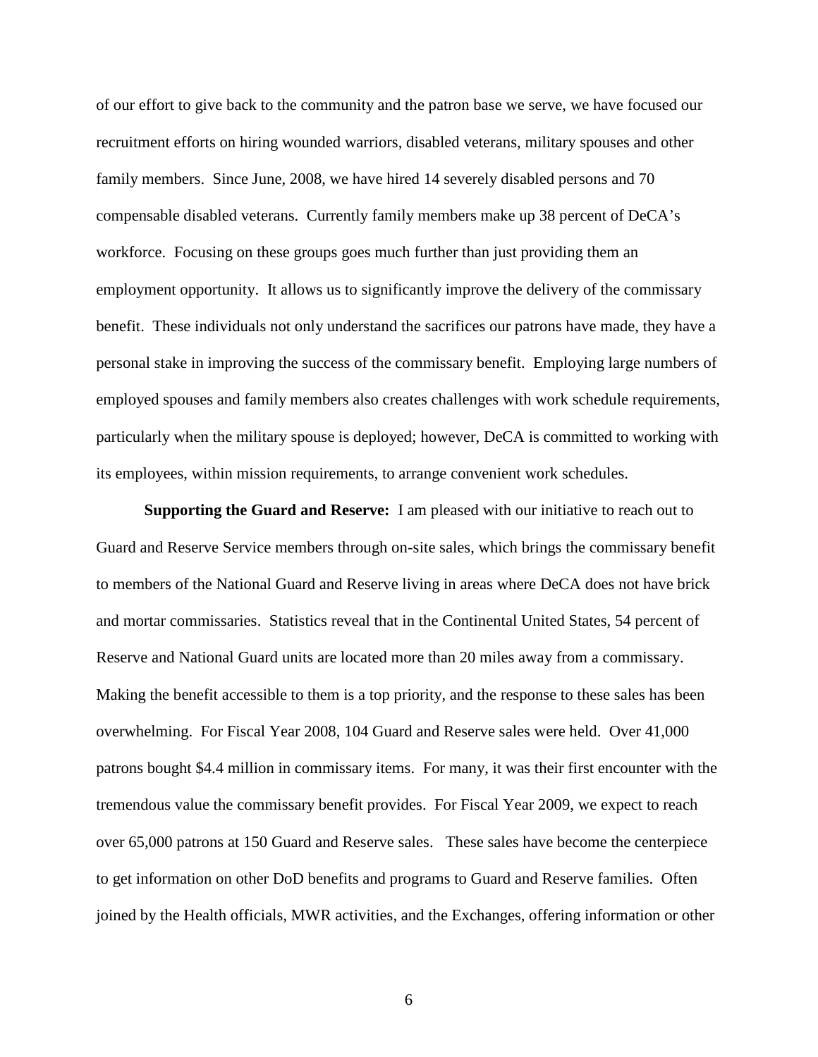of our effort to give back to the community and the patron base we serve, we have focused our recruitment efforts on hiring wounded warriors, disabled veterans, military spouses and other family members. Since June, 2008, we have hired 14 severely disabled persons and 70 compensable disabled veterans. Currently family members make up 38 percent of DeCA's workforce. Focusing on these groups goes much further than just providing them an employment opportunity. It allows us to significantly improve the delivery of the commissary benefit. These individuals not only understand the sacrifices our patrons have made, they have a personal stake in improving the success of the commissary benefit. Employing large numbers of employed spouses and family members also creates challenges with work schedule requirements, particularly when the military spouse is deployed; however, DeCA is committed to working with its employees, within mission requirements, to arrange convenient work schedules.

**Supporting the Guard and Reserve:** I am pleased with our initiative to reach out to Guard and Reserve Service members through on-site sales, which brings the commissary benefit to members of the National Guard and Reserve living in areas where DeCA does not have brick and mortar commissaries. Statistics reveal that in the Continental United States, 54 percent of Reserve and National Guard units are located more than 20 miles away from a commissary. Making the benefit accessible to them is a top priority, and the response to these sales has been overwhelming. For Fiscal Year 2008, 104 Guard and Reserve sales were held. Over 41,000 patrons bought $4.4 million in commissary items. For many, it was their first encounter with the tremendous value the commissary benefit provides. For Fiscal Year 2009, we expect to reach over 65,000 patrons at 150 Guard and Reserve sales. These sales have become the centerpiece to get information on other DoD benefits and programs to Guard and Reserve families. Often joined by the Health officials, MWR activities, and the Exchanges, offering information or other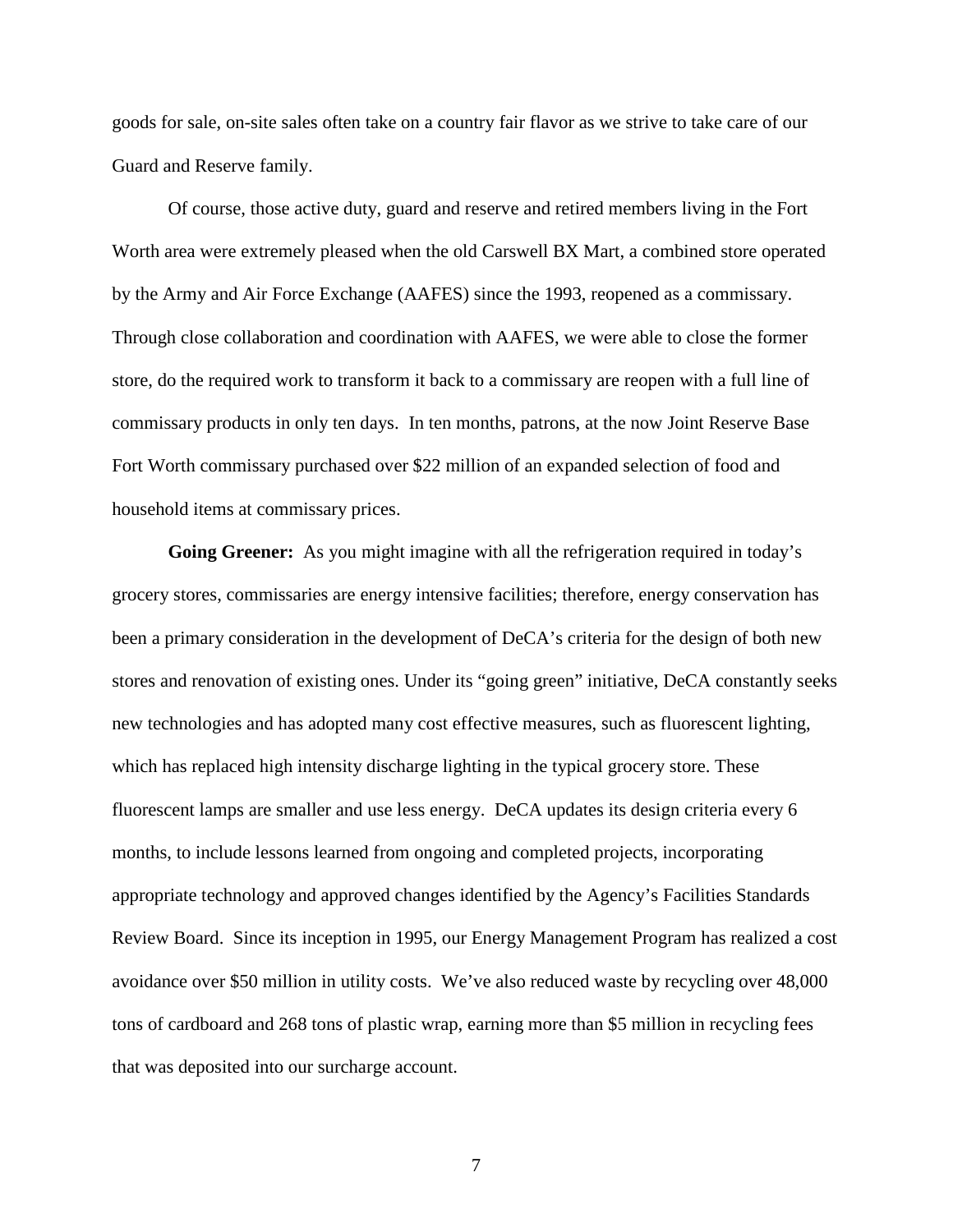goods for sale, on-site sales often take on a country fair flavor as we strive to take care of our Guard and Reserve family.

Of course, those active duty, guard and reserve and retired members living in the Fort Worth area were extremely pleased when the old Carswell BX Mart, a combined store operated by the Army and Air Force Exchange (AAFES) since the 1993, reopened as a commissary. Through close collaboration and coordination with AAFES, we were able to close the former store, do the required work to transform it back to a commissary are reopen with a full line of commissary products in only ten days. In ten months, patrons, at the now Joint Reserve Base Fort Worth commissary purchased over $22 million of an expanded selection of food and household items at commissary prices.

**Going Greener:** As you might imagine with all the refrigeration required in today's grocery stores, commissaries are energy intensive facilities; therefore, energy conservation has been a primary consideration in the development of DeCA's criteria for the design of both new stores and renovation of existing ones. Under its "going green" initiative, DeCA constantly seeks new technologies and has adopted many cost effective measures, such as fluorescent lighting, which has replaced high intensity discharge lighting in the typical grocery store. These fluorescent lamps are smaller and use less energy. DeCA updates its design criteria every 6 months, to include lessons learned from ongoing and completed projects, incorporating appropriate technology and approved changes identified by the Agency's Facilities Standards Review Board. Since its inception in 1995, our Energy Management Program has realized a cost avoidance over $50 million in utility costs. We've also reduced waste by recycling over 48,000 tons of cardboard and 268 tons of plastic wrap, earning more than $5 million in recycling fees that was deposited into our surcharge account.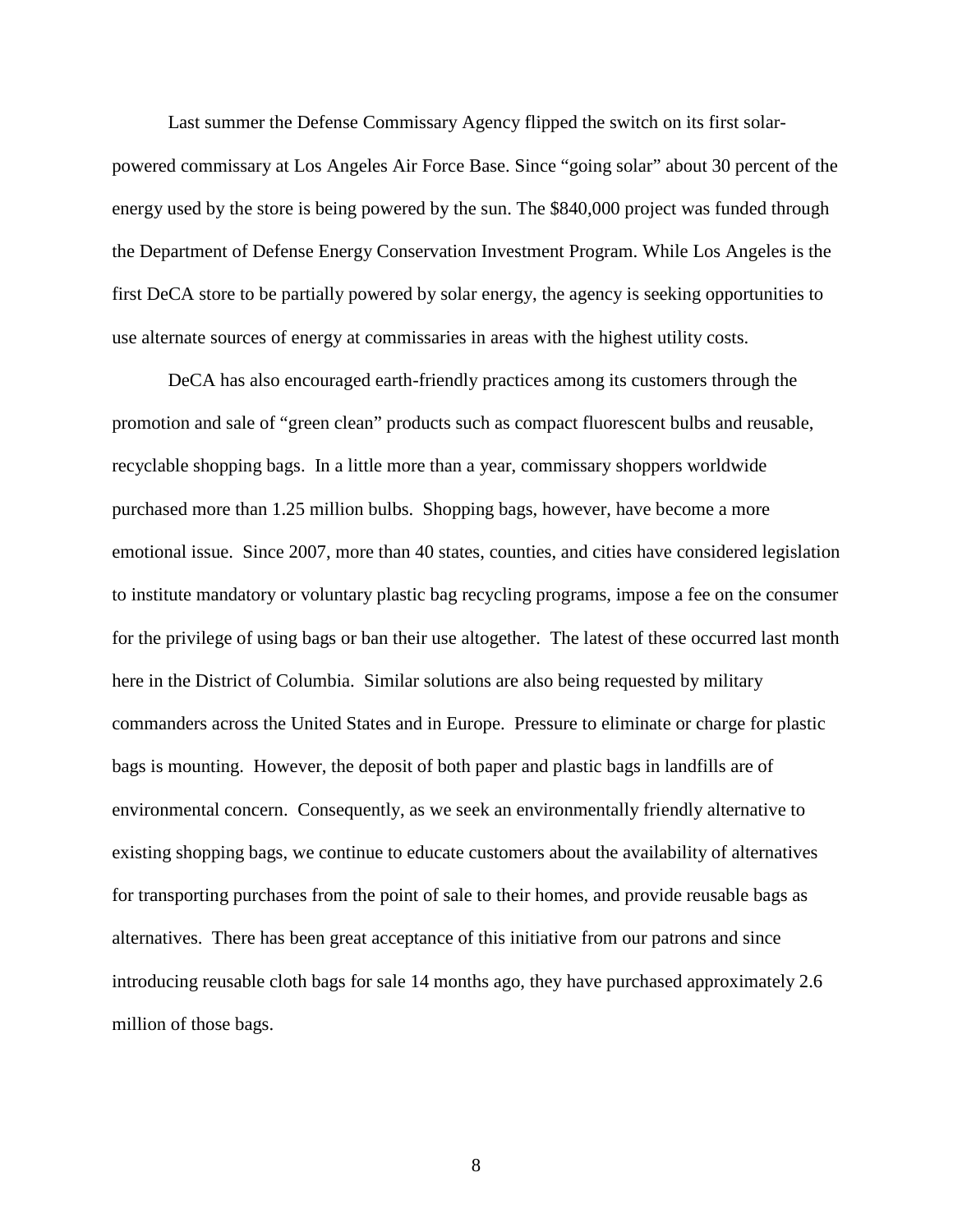Last summer the Defense Commissary Agency flipped the switch on its first solar-powered commissary at Los Angeles Air Force Base. Since "going solar" about 30 percent of the energy used by the store is being powered by the sun. The $840,000 project was funded through the Department of Defense Energy Conservation Investment Program. While Los Angeles is the first DeCA store to be partially powered by solar energy, the agency is seeking opportunities to use alternate sources of energy at commissaries in areas with the highest utility costs.

DeCA has also encouraged earth-friendly practices among its customers through the promotion and sale of "green clean" products such as compact fluorescent bulbs and reusable, recyclable shopping bags. In a little more than a year, commissary shoppers worldwide purchased more than 1.25 million bulbs. Shopping bags, however, have become a more emotional issue. Since 2007, more than 40 states, counties, and cities have considered legislation to institute mandatory or voluntary plastic bag recycling programs, impose a fee on the consumer for the privilege of using bags or ban their use altogether. The latest of these occurred last month here in the District of Columbia. Similar solutions are also being requested by military commanders across the United States and in Europe. Pressure to eliminate or charge for plastic bags is mounting. However, the deposit of both paper and plastic bags in landfills are of environmental concern. Consequently, as we seek an environmentally friendly alternative to existing shopping bags, we continue to educate customers about the availability of alternatives for transporting purchases from the point of sale to their homes, and provide reusable bags as alternatives. There has been great acceptance of this initiative from our patrons and since introducing reusable cloth bags for sale 14 months ago, they have purchased approximately 2.6 million of those bags.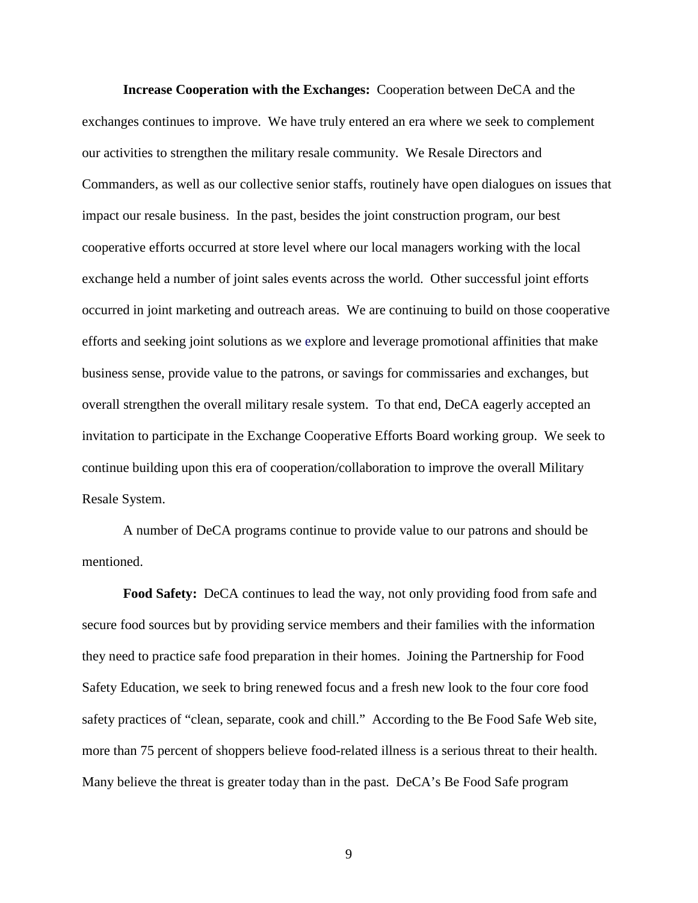**Increase Cooperation with the Exchanges:** Cooperation between DeCA and the exchanges continues to improve. We have truly entered an era where we seek to complement our activities to strengthen the military resale community. We Resale Directors and Commanders, as well as our collective senior staffs, routinely have open dialogues on issues that impact our resale business. In the past, besides the joint construction program, our best cooperative efforts occurred at store level where our local managers working with the local exchange held a number of joint sales events across the world. Other successful joint efforts occurred in joint marketing and outreach areas. We are continuing to build on those cooperative efforts and seeking joint solutions as we explore and leverage promotional affinities that make business sense, provide value to the patrons, or savings for commissaries and exchanges, but overall strengthen the overall military resale system. To that end, DeCA eagerly accepted an invitation to participate in the Exchange Cooperative Efforts Board working group. We seek to continue building upon this era of cooperation/collaboration to improve the overall Military Resale System.

A number of DeCA programs continue to provide value to our patrons and should be mentioned.

**Food Safety:** DeCA continues to lead the way, not only providing food from safe and secure food sources but by providing service members and their families with the information they need to practice safe food preparation in their homes. Joining the Partnership for Food Safety Education, we seek to bring renewed focus and a fresh new look to the four core food safety practices of "clean, separate, cook and chill." According to the Be Food Safe Web site, more than 75 percent of shoppers believe food-related illness is a serious threat to their health. Many believe the threat is greater today than in the past. DeCA's Be Food Safe program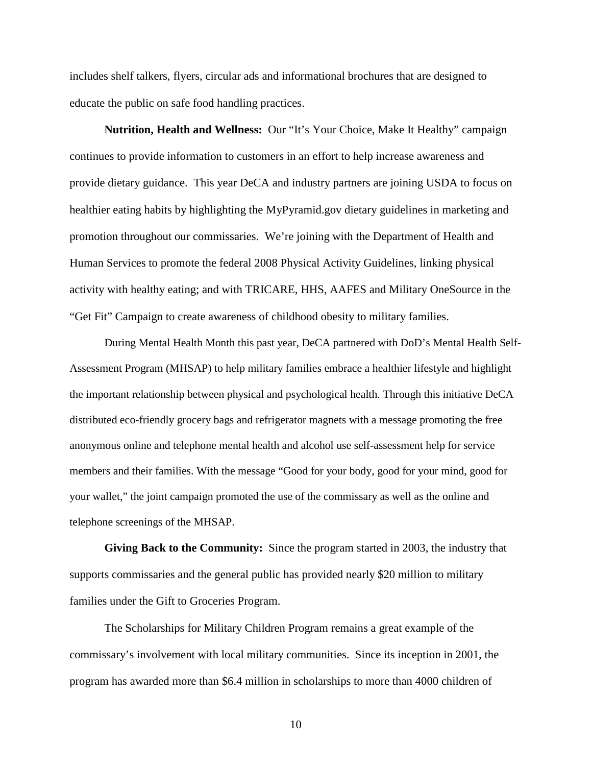includes shelf talkers, flyers, circular ads and informational brochures that are designed to educate the public on safe food handling practices.

**Nutrition, Health and Wellness:** Our “It’s Your Choice, Make It Healthy” campaign continues to provide information to customers in an effort to help increase awareness and provide dietary guidance. This year DeCA and industry partners are joining USDA to focus on healthier eating habits by highlighting the MyPyramid.gov dietary guidelines in marketing and promotion throughout our commissaries. We’re joining with the Department of Health and Human Services to promote the federal 2008 Physical Activity Guidelines, linking physical activity with healthy eating; and with TRICARE, HHS, AAFES and Military OneSource in the “Get Fit” Campaign to create awareness of childhood obesity to military families.

During Mental Health Month this past year, DeCA partnered with DoD’s Mental Health Self-Assessment Program (MHSAP) to help military families embrace a healthier lifestyle and highlight the important relationship between physical and psychological health. Through this initiative DeCA distributed eco-friendly grocery bags and refrigerator magnets with a message promoting the free anonymous online and telephone mental health and alcohol use self-assessment help for service members and their families. With the message “Good for your body, good for your mind, good for your wallet,” the joint campaign promoted the use of the commissary as well as the online and telephone screenings of the MHSAP.

**Giving Back to the Community:** Since the program started in 2003, the industry that supports commissaries and the general public has provided nearly $20 million to military families under the Gift to Groceries Program.

The Scholarships for Military Children Program remains a great example of the commissary’s involvement with local military communities. Since its inception in 2001, the program has awarded more than $6.4 million in scholarships to more than 4000 children of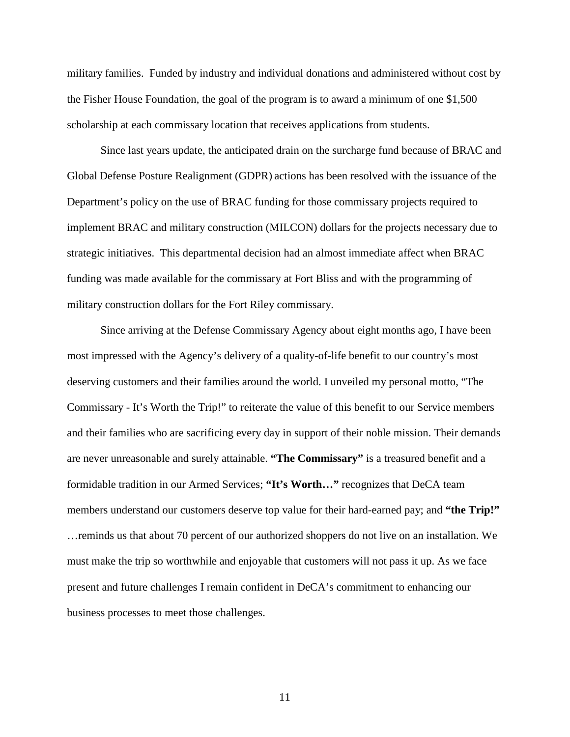military families.  Funded by industry and individual donations and administered without cost by the Fisher House Foundation, the goal of the program is to award a minimum of one $1,500 scholarship at each commissary location that receives applications from students.

Since last years update, the anticipated drain on the surcharge fund because of BRAC and Global Defense Posture Realignment (GDPR) actions has been resolved with the issuance of the Department's policy on the use of BRAC funding for those commissary projects required to implement BRAC and military construction (MILCON) dollars for the projects necessary due to strategic initiatives.  This departmental decision had an almost immediate affect when BRAC funding was made available for the commissary at Fort Bliss and with the programming of military construction dollars for the Fort Riley commissary.

Since arriving at the Defense Commissary Agency about eight months ago, I have been most impressed with the Agency's delivery of a quality-of-life benefit to our country's most deserving customers and their families around the world. I unveiled my personal motto, "The Commissary - It's Worth the Trip!" to reiterate the value of this benefit to our Service members and their families who are sacrificing every day in support of their noble mission. Their demands are never unreasonable and surely attainable. **"The Commissary"** is a treasured benefit and a formidable tradition in our Armed Services; **"It's Worth…"** recognizes that DeCA team members understand our customers deserve top value for their hard-earned pay; and **"the Trip!"** …reminds us that about 70 percent of our authorized shoppers do not live on an installation. We must make the trip so worthwhile and enjoyable that customers will not pass it up. As we face present and future challenges I remain confident in DeCA's commitment to enhancing our business processes to meet those challenges.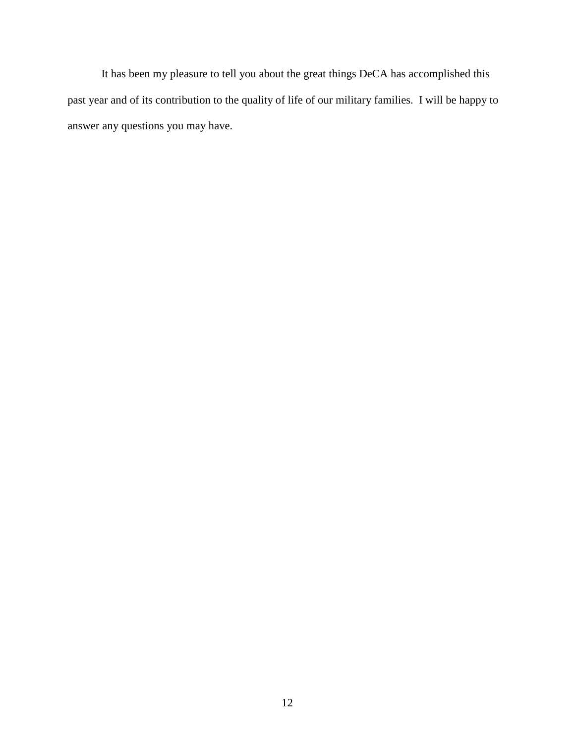It has been my pleasure to tell you about the great things DeCA has accomplished this past year and of its contribution to the quality of life of our military families. I will be happy to answer any questions you may have.